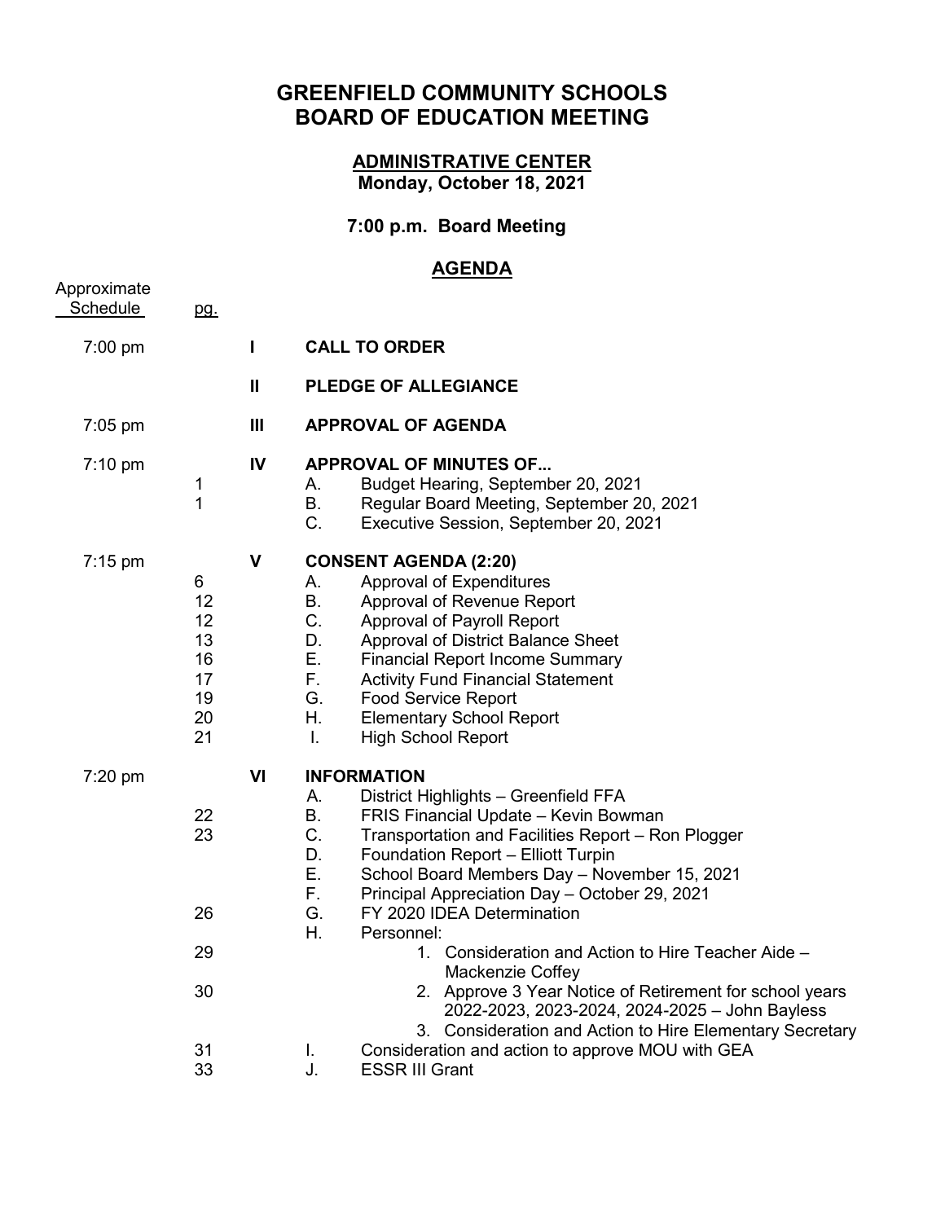# GREENFIELD COMMUNITY SCHOOLS
# BOARD OF EDUCATION MEETING

## ADMINISTRATIVE CENTER
**Monday, October 18, 2021**

**7:00 p.m. Board Meeting**

## AGENDA

| Approximate Schedule | pg. | | |
|---|---|---|---|
| 7:00 pm | | **I** | **CALL TO ORDER** |
| | | **II** | **PLEDGE OF ALLEGIANCE** |
| 7:05 pm | | **III** | **APPROVAL OF AGENDA** |
| 7:10 pm | | **IV** | **APPROVAL OF MINUTES OF...** |
| | 1 | | A. Budget Hearing, September 20, 2021 |
| | 1 | | B. Regular Board Meeting, September 20, 2021 |
| | | | C. Executive Session, September 20, 2021 |
| 7:15 pm | | **V** | **CONSENT AGENDA (2:20)** |
| | 6 | | A. Approval of Expenditures |
| | 12 | | B. Approval of Revenue Report |
| | 12 | | C. Approval of Payroll Report |
| | 13 | | D. Approval of District Balance Sheet |
| | 16 | | E. Financial Report Income Summary |
| | 17 | | F. Activity Fund Financial Statement |
| | 19 | | G. Food Service Report |
| | 20 | | H. Elementary School Report |
| | 21 | | I. High School Report |
| 7:20 pm | | **VI** | **INFORMATION** |
| | | | A. District Highlights – Greenfield FFA |
| | 22 | | B. FRIS Financial Update – Kevin Bowman |
| | 23 | | C. Transportation and Facilities Report – Ron Plogger |
| | | | D. Foundation Report – Elliott Turpin |
| | | | E. School Board Members Day – November 15, 2021 |
| | | | F. Principal Appreciation Day – October 29, 2021 |
| | 26 | | G. FY 2020 IDEA Determination |
| | | | H. Personnel: |
| | 29 | | 1. Consideration and Action to Hire Teacher Aide – Mackenzie Coffey |
| | 30 | | 2. Approve 3 Year Notice of Retirement for school years 2022-2023, 2023-2024, 2024-2025 – John Bayless |
| | | | 3. Consideration and Action to Hire Elementary Secretary |
| | 31 | | I. Consideration and action to approve MOU with GEA |
| | 33 | | J. ESSR III Grant |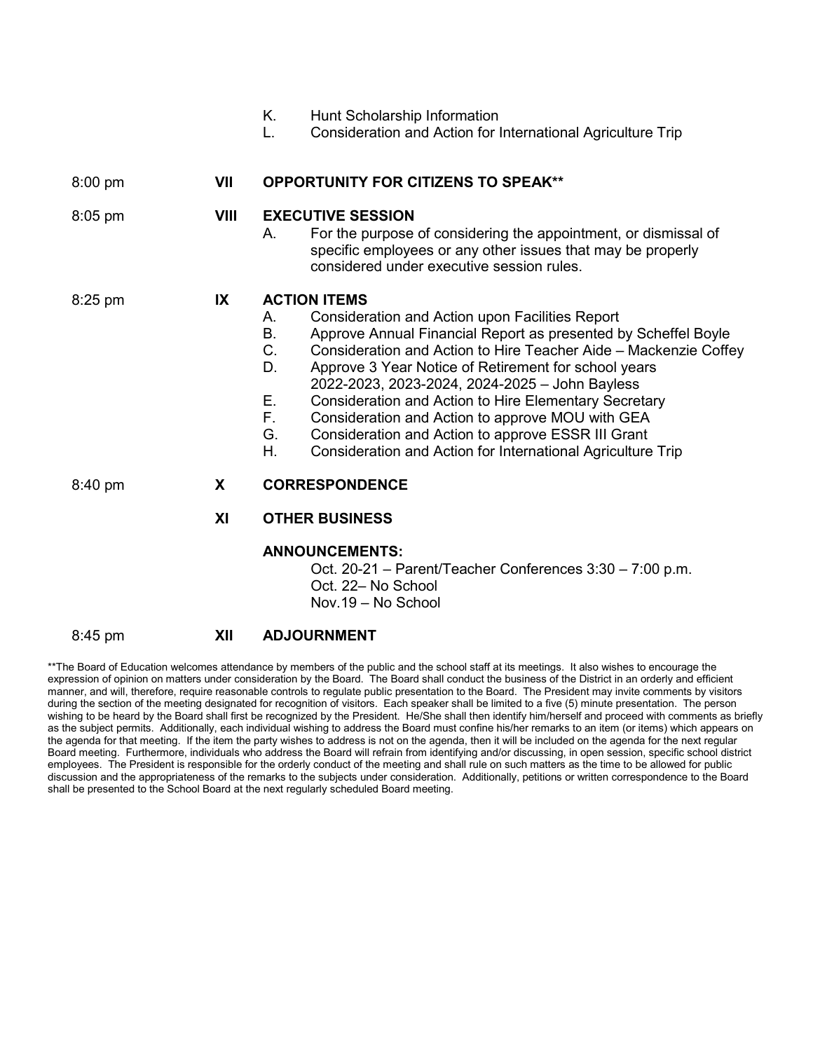K. Hunt Scholarship Information
L. Consideration and Action for International Agriculture Trip

8:00 pm **VII OPPORTUNITY FOR CITIZENS TO SPEAK****

8:05 pm **VIII EXECUTIVE SESSION**

A. For the purpose of considering the appointment, or dismissal of specific employees or any other issues that may be properly considered under executive session rules.

8:25 pm **IX ACTION ITEMS**

A. Consideration and Action upon Facilities Report
B. Approve Annual Financial Report as presented by Scheffel Boyle
C. Consideration and Action to Hire Teacher Aide – Mackenzie Coffey
D. Approve 3 Year Notice of Retirement for school years 2022-2023, 2023-2024, 2024-2025 – John Bayless
E. Consideration and Action to Hire Elementary Secretary
F. Consideration and Action to approve MOU with GEA
G. Consideration and Action to approve ESSR III Grant
H. Consideration and Action for International Agriculture Trip

8:40 pm **X CORRESPONDENCE**

**XI OTHER BUSINESS**

**ANNOUNCEMENTS:**

Oct. 20-21 – Parent/Teacher Conferences 3:30 – 7:00 p.m.
Oct. 22– No School
Nov.19 – No School

8:45 pm **XII ADJOURNMENT**

**The Board of Education welcomes attendance by members of the public and the school staff at its meetings. It also wishes to encourage the expression of opinion on matters under consideration by the Board. The Board shall conduct the business of the District in an orderly and efficient manner, and will, therefore, require reasonable controls to regulate public presentation to the Board. The President may invite comments by visitors during the section of the meeting designated for recognition of visitors. Each speaker shall be limited to a five (5) minute presentation. The person wishing to be heard by the Board shall first be recognized by the President. He/She shall then identify him/herself and proceed with comments as briefly as the subject permits. Additionally, each individual wishing to address the Board must confine his/her remarks to an item (or items) which appears on the agenda for that meeting. If the item the party wishes to address is not on the agenda, then it will be included on the agenda for the next regular Board meeting. Furthermore, individuals who address the Board will refrain from identifying and/or discussing, in open session, specific school district employees. The President is responsible for the orderly conduct of the meeting and shall rule on such matters as the time to be allowed for public discussion and the appropriateness of the remarks to the subjects under consideration. Additionally, petitions or written correspondence to the Board shall be presented to the School Board at the next regularly scheduled Board meeting.